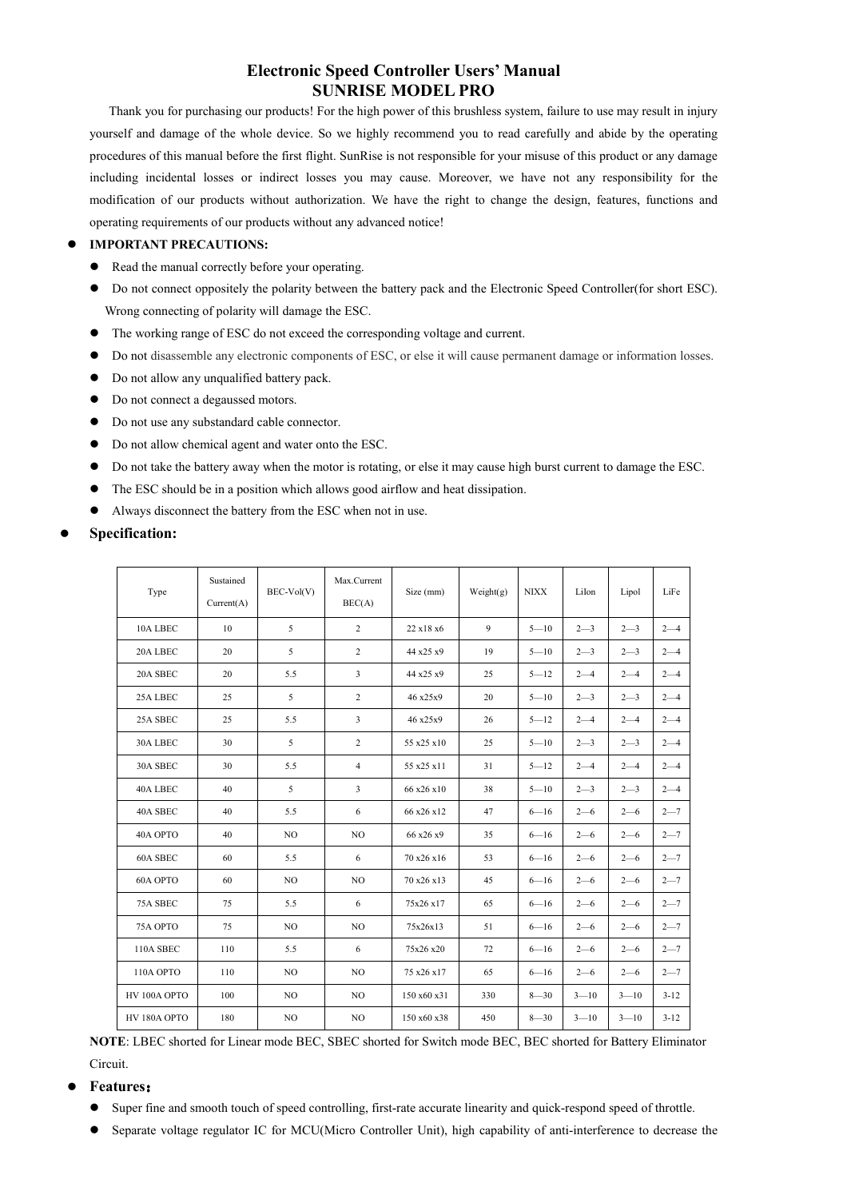# Electronic Speed Controller Users' Manual
# SUNRISE MODEL PRO

Thank you for purchasing our products! For the high power of this brushless system, failure to use may result in injury yourself and damage of the whole device. So we highly recommend you to read carefully and abide by the operating procedures of this manual before the first flight. SunRise is not responsible for your misuse of this product or any damage including incidental losses or indirect losses you may cause. Moreover, we have not any responsibility for the modification of our products without authorization. We have the right to change the design, features, functions and operating requirements of our products without any advanced notice!

- **IMPORTANT PRECAUTIONS:**
  - Read the manual correctly before your operating.
  - Do not connect oppositely the polarity between the battery pack and the Electronic Speed Controller(for short ESC). Wrong connecting of polarity will damage the ESC.
  - The working range of ESC do not exceed the corresponding voltage and current.
  - Do not disassemble any electronic components of ESC, or else it will cause permanent damage or information losses.
  - Do not allow any unqualified battery pack.
  - Do not connect a degaussed motors.
  - Do not use any substandard cable connector.
  - Do not allow chemical agent and water onto the ESC.
  - Do not take the battery away when the motor is rotating, or else it may cause high burst current to damage the ESC.
  - The ESC should be in a position which allows good airflow and heat dissipation.
  - Always disconnect the battery from the ESC when not in use.

- **Specification:**

| Type | Sustained Current(A) | BEC-Vol(V) | Max.Current BEC(A) | Size (mm) | Weight(g) | NIXX | LiIon | Lipol | LiFe |
|---|---|---|---|---|---|---|---|---|---|
| 10A LBEC | 10 | 5 | 2 | 22 x18 x6 | 9 | 5—10 | 2—3 | 2—3 | 2—4 |
| 20A LBEC | 20 | 5 | 2 | 44 x25 x9 | 19 | 5—10 | 2—3 | 2—3 | 2—4 |
| 20A SBEC | 20 | 5.5 | 3 | 44 x25 x9 | 25 | 5—12 | 2—4 | 2—4 | 2—4 |
| 25A LBEC | 25 | 5 | 2 | 46 x25x9 | 20 | 5—10 | 2—3 | 2—3 | 2—4 |
| 25A SBEC | 25 | 5.5 | 3 | 46 x25x9 | 26 | 5—12 | 2—4 | 2—4 | 2—4 |
| 30A LBEC | 30 | 5 | 2 | 55 x25 x10 | 25 | 5—10 | 2—3 | 2—3 | 2—4 |
| 30A SBEC | 30 | 5.5 | 4 | 55 x25 x11 | 31 | 5—12 | 2—4 | 2—4 | 2—4 |
| 40A LBEC | 40 | 5 | 3 | 66 x26 x10 | 38 | 5—10 | 2—3 | 2—3 | 2—4 |
| 40A SBEC | 40 | 5.5 | 6 | 66 x26 x12 | 47 | 6—16 | 2—6 | 2—6 | 2—7 |
| 40A OPTO | 40 | NO | NO | 66 x26 x9 | 35 | 6—16 | 2—6 | 2—6 | 2—7 |
| 60A SBEC | 60 | 5.5 | 6 | 70 x26 x16 | 53 | 6—16 | 2—6 | 2—6 | 2—7 |
| 60A OPTO | 60 | NO | NO | 70 x26 x13 | 45 | 6—16 | 2—6 | 2—6 | 2—7 |
| 75A SBEC | 75 | 5.5 | 6 | 75x26 x17 | 65 | 6—16 | 2—6 | 2—6 | 2—7 |
| 75A OPTO | 75 | NO | NO | 75x26x13 | 51 | 6—16 | 2—6 | 2—6 | 2—7 |
| 110A SBEC | 110 | 5.5 | 6 | 75x26 x20 | 72 | 6—16 | 2—6 | 2—6 | 2—7 |
| 110A OPTO | 110 | NO | NO | 75 x26 x17 | 65 | 6—16 | 2—6 | 2—6 | 2—7 |
| HV 100A OPTO | 100 | NO | NO | 150 x60 x31 | 330 | 8—30 | 3—10 | 3—10 | 3-12 |
| HV 180A OPTO | 180 | NO | NO | 150 x60 x38 | 450 | 8—30 | 3—10 | 3—10 | 3-12 |

**NOTE**: LBEC shorted for Linear mode BEC, SBEC shorted for Switch mode BEC, BEC shorted for Battery Eliminator Circuit.

- **Features：**
  - Super fine and smooth touch of speed controlling, first-rate accurate linearity and quick-respond speed of throttle.
  - Separate voltage regulator IC for MCU(Micro Controller Unit), high capability of anti-interference to decrease the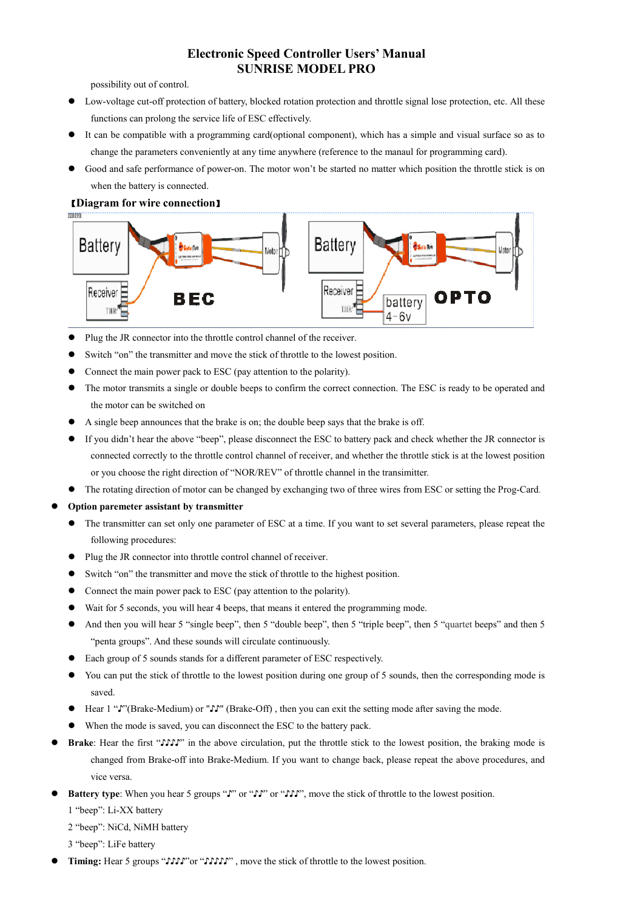possibility out of control.

- Low-voltage cut-off protection of battery, blocked rotation protection and throttle signal lose protection, etc. All these functions can prolong the service life of ESC effectively.
- It can be compatible with a programming card(optional component), which has a simple and visual surface so as to change the parameters conveniently at any time anywhere (reference to the manaul for programming card).
- Good and safe performance of power-on. The motor won't be started no matter which position the throttle stick is on when the battery is connected.

**【Diagram for wire connection】**

- Plug the JR connector into the throttle control channel of the receiver.
- Switch "on" the transmitter and move the stick of throttle to the lowest position.
- Connect the main power pack to ESC (pay attention to the polarity).
- The motor transmits a single or double beeps to confirm the correct connection. The ESC is ready to be operated and the motor can be switched on
- A single beep announces that the brake is on; the double beep says that the brake is off.
- If you didn't hear the above "beep", please disconnect the ESC to battery pack and check whether the JR connector is connected correctly to the throttle control channel of receiver, and whether the throttle stick is at the lowest position or you choose the right direction of "NOR/REV" of throttle channel in the transimitter.
- The rotating direction of motor can be changed by exchanging two of three wires from ESC or setting the Prog-Card.

- **Option paremeter assistant by transmitter**
  - The transmitter can set only one parameter of ESC at a time. If you want to set several parameters, please repeat the following procedures:
  - Plug the JR connector into throttle control channel of receiver.
  - Switch "on" the transmitter and move the stick of throttle to the highest position.
  - Connect the main power pack to ESC (pay attention to the polarity).
  - Wait for 5 seconds, you will hear 4 beeps, that means it entered the programming mode.
  - And then you will hear 5 "single beep", then 5 "double beep", then 5 "triple beep", then 5 "quartet beeps" and then 5 "penta groups". And these sounds will circulate continuously.
  - Each group of 5 sounds stands for a different parameter of ESC respectively.
  - You can put the stick of throttle to the lowest position during one group of 5 sounds, then the corresponding mode is saved.
  - Hear 1 "♪"(Brake-Medium) or "♪♪" (Brake-Off) , then you can exit the setting mode after saving the mode.
  - When the mode is saved, you can disconnect the ESC to the battery pack.
- **Brake**: Hear the first "♪♪♪♪" in the above circulation, put the throttle stick to the lowest position, the braking mode is changed from Brake-off into Brake-Medium. If you want to change back, please repeat the above procedures, and vice versa.
- **Battery type**: When you hear 5 groups "♪" or "♪♪" or "♪♪♪", move the stick of throttle to the lowest position.

  1 "beep": Li-XX battery

  2 "beep": NiCd, NiMH battery

  3 "beep": LiFe battery
- **Timing:** Hear 5 groups "♪♪♪♪"or "♪♪♪♪♪" , move the stick of throttle to the lowest position.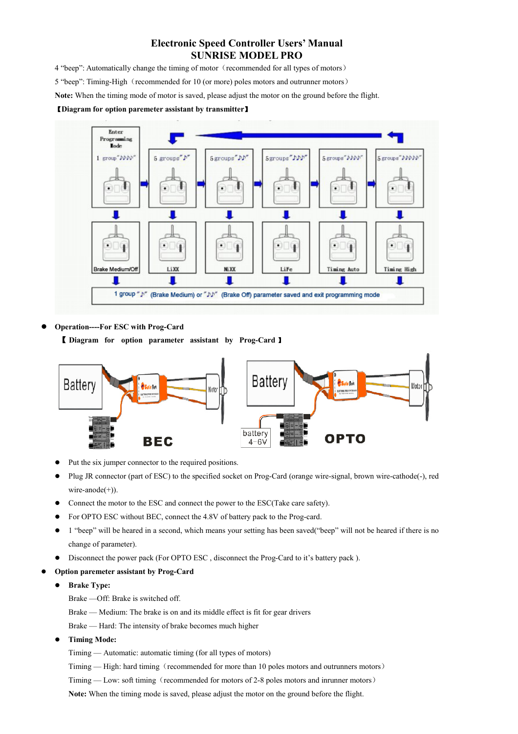4 "beep": Automatically change the timing of motor（recommended for all types of motors）

5 "beep": Timing-High（recommended for 10 (or more) poles motors and outrunner motors）

**Note:** When the timing mode of motor is saved, please adjust the motor on the ground before the flight.

**【Diagram for option paremeter assistant by transmitter】**

- **Operation----For ESC with Prog-Card**

  **【 Diagram for option parameter assistant by Prog-Card 】**

  - Put the six jumper connector to the required positions.
  - Plug JR connector (part of ESC) to the specified socket on Prog-Card (orange wire-signal, brown wire-cathode(-), red wire-anode(+)).
  - Connect the motor to the ESC and connect the power to the ESC(Take care safety).
  - For OPTO ESC without BEC, connect the 4.8V of battery pack to the Prog-card.
  - 1 "beep" will be heared in a second, which means your setting has been saved("beep" will not be heared if there is no change of parameter).
  - Disconnect the power pack (For OPTO ESC , disconnect the Prog-Card to it's battery pack ).

- **Option paremeter assistant by Prog-Card**

  - **Brake Type:**

    Brake —Off: Brake is switched off.

    Brake — Medium: The brake is on and its middle effect is fit for gear drivers

    Brake — Hard: The intensity of brake becomes much higher

  - **Timing Mode:**

    Timing — Automatic: automatic timing (for all types of motors)

    Timing — High: hard timing（recommended for more than 10 poles motors and outrunners motors）

    Timing — Low: soft timing（recommended for motors of 2-8 poles motors and inrunner motors）

    **Note:** When the timing mode is saved, please adjust the motor on the ground before the flight.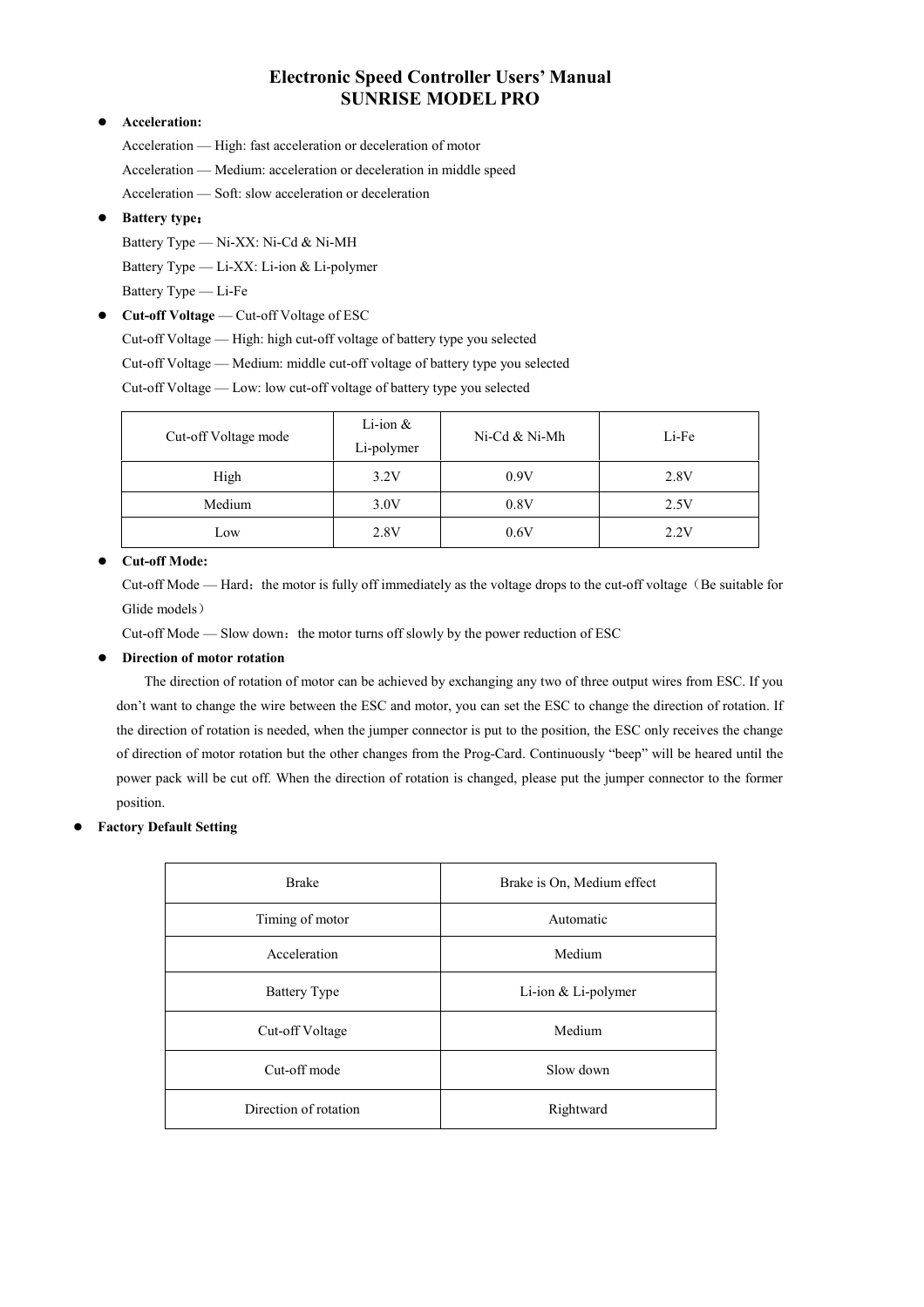# Electronic Speed Controller Users' Manual
# SUNRISE MODEL PRO

- **Acceleration:**

  Acceleration — High: fast acceleration or deceleration of motor

  Acceleration — Medium: acceleration or deceleration in middle speed

  Acceleration — Soft: slow acceleration or deceleration

- **Battery type：**

  Battery Type — Ni-XX: Ni-Cd & Ni-MH

  Battery Type — Li-XX: Li-ion & Li-polymer

  Battery Type — Li-Fe

- **Cut-off Voltage** — Cut-off Voltage of ESC

  Cut-off Voltage — High: high cut-off voltage of battery type you selected

  Cut-off Voltage — Medium: middle cut-off voltage of battery type you selected

  Cut-off Voltage — Low: low cut-off voltage of battery type you selected

| Cut-off Voltage mode | Li-ion & Li-polymer | Ni-Cd & Ni-Mh | Li-Fe |
|---|---|---|---|
| High | 3.2V | 0.9V | 2.8V |
| Medium | 3.0V | 0.8V | 2.5V |
| Low | 2.8V | 0.6V | 2.2V |

- **Cut-off Mode:**

  Cut-off Mode — Hard：the motor is fully off immediately as the voltage drops to the cut-off voltage（Be suitable for Glide models）

  Cut-off Mode — Slow down：the motor turns off slowly by the power reduction of ESC

- **Direction of motor rotation**

  The direction of rotation of motor can be achieved by exchanging any two of three output wires from ESC. If you don't want to change the wire between the ESC and motor, you can set the ESC to change the direction of rotation. If the direction of rotation is needed, when the jumper connector is put to the position, the ESC only receives the change of direction of motor rotation but the other changes from the Prog-Card. Continuously "beep" will be heared until the power pack will be cut off. When the direction of rotation is changed, please put the jumper connector to the former position.

- **Factory Default Setting**

| | |
|---|---|
| Brake | Brake is On, Medium effect |
| Timing of motor | Automatic |
| Acceleration | Medium |
| Battery Type | Li-ion & Li-polymer |
| Cut-off Voltage | Medium |
| Cut-off mode | Slow down |
| Direction of rotation | Rightward |